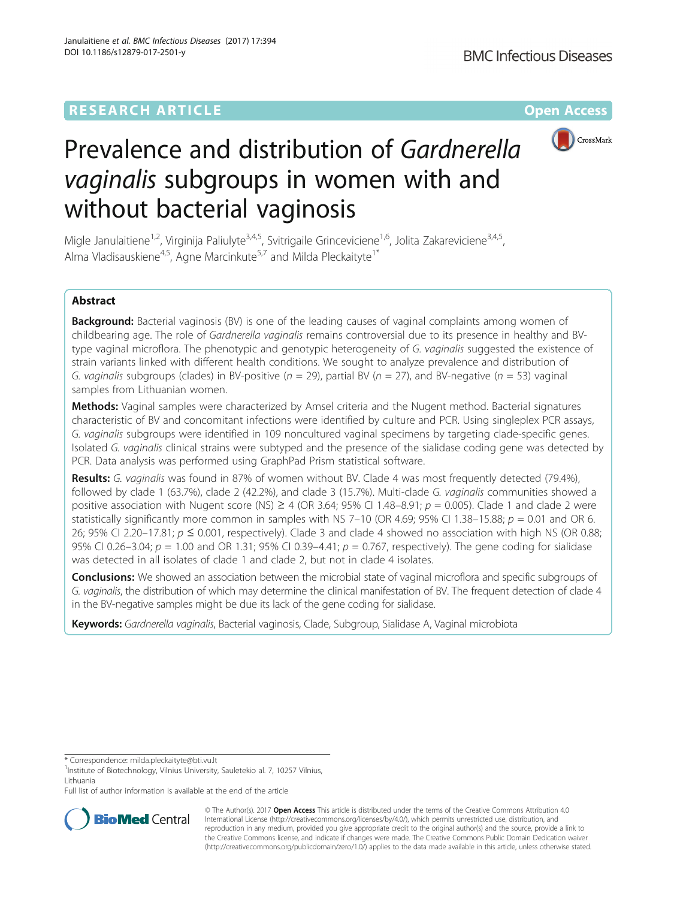RESEARCH ARTICLE

Open Access

# Prevalence and distribution of *Gardnerella vaginalis* subgroups in women with and without bacterial vaginosis

Migle Janulaitiene[1,2], Virginija Paliulyte[3,4,5], Svitrigaile Grinceviciene[1,6], Jolita Zakareviciene[3,4,5], Alma Vladisauskiene[4,5], Agne Marcinkute[5,7] and Milda Pleckaityte[1*]

## Abstract

**Background:** Bacterial vaginosis (BV) is one of the leading causes of vaginal complaints among women of childbearing age. The role of *Gardnerella vaginalis* remains controversial due to its presence in healthy and BV-type vaginal microflora. The phenotypic and genotypic heterogeneity of *G. vaginalis* suggested the existence of strain variants linked with different health conditions. We sought to analyze prevalence and distribution of *G. vaginalis* subgroups (clades) in BV-positive ($n = 29$), partial BV ($n = 27$), and BV-negative ($n = 53$) vaginal samples from Lithuanian women.

**Methods:** Vaginal samples were characterized by Amsel criteria and the Nugent method. Bacterial signatures characteristic of BV and concomitant infections were identified by culture and PCR. Using singleplex PCR assays, *G. vaginalis* subgroups were identified in 109 noncultured vaginal specimens by targeting clade-specific genes. Isolated *G. vaginalis* clinical strains were subtyped and the presence of the sialidase coding gene was detected by PCR. Data analysis was performed using GraphPad Prism statistical software.

**Results:** *G. vaginalis* was found in 87% of women without BV. Clade 4 was most frequently detected (79.4%), followed by clade 1 (63.7%), clade 2 (42.2%), and clade 3 (15.7%). Multi-clade *G. vaginalis* communities showed a positive association with Nugent score (NS) ≥ 4 (OR 3.64; 95% CI 1.48–8.91; $p = 0.005$). Clade 1 and clade 2 were statistically significantly more common in samples with NS 7–10 (OR 4.69; 95% CI 1.38–15.88; $p = 0.01$ and OR 6.26; 95% CI 2.20–17.81; $p \leq 0.001$, respectively). Clade 3 and clade 4 showed no association with high NS (OR 0.88; 95% CI 0.26–3.04; $p = 1.00$ and OR 1.31; 95% CI 0.39–4.41; $p = 0.767$, respectively). The gene coding for sialidase was detected in all isolates of clade 1 and clade 2, but not in clade 4 isolates.

**Conclusions:** We showed an association between the microbial state of vaginal microflora and specific subgroups of *G. vaginalis*, the distribution of which may determine the clinical manifestation of BV. The frequent detection of clade 4 in the BV-negative samples might be due its lack of the gene coding for sialidase.

**Keywords:** *Gardnerella vaginalis*, Bacterial vaginosis, Clade, Subgroup, Sialidase A, Vaginal microbiota

\* Correspondence: milda.pleckaityte@bti.vu.lt
[1]Institute of Biotechnology, Vilnius University, Sauletekio al. 7, 10257 Vilnius, Lithuania
Full list of author information is available at the end of the article

© The Author(s). 2017 **Open Access** This article is distributed under the terms of the Creative Commons Attribution 4.0 International License (http://creativecommons.org/licenses/by/4.0/), which permits unrestricted use, distribution, and reproduction in any medium, provided you give appropriate credit to the original author(s) and the source, provide a link to the Creative Commons license, and indicate if changes were made. The Creative Commons Public Domain Dedication waiver (http://creativecommons.org/publicdomain/zero/1.0/) applies to the data made available in this article, unless otherwise stated.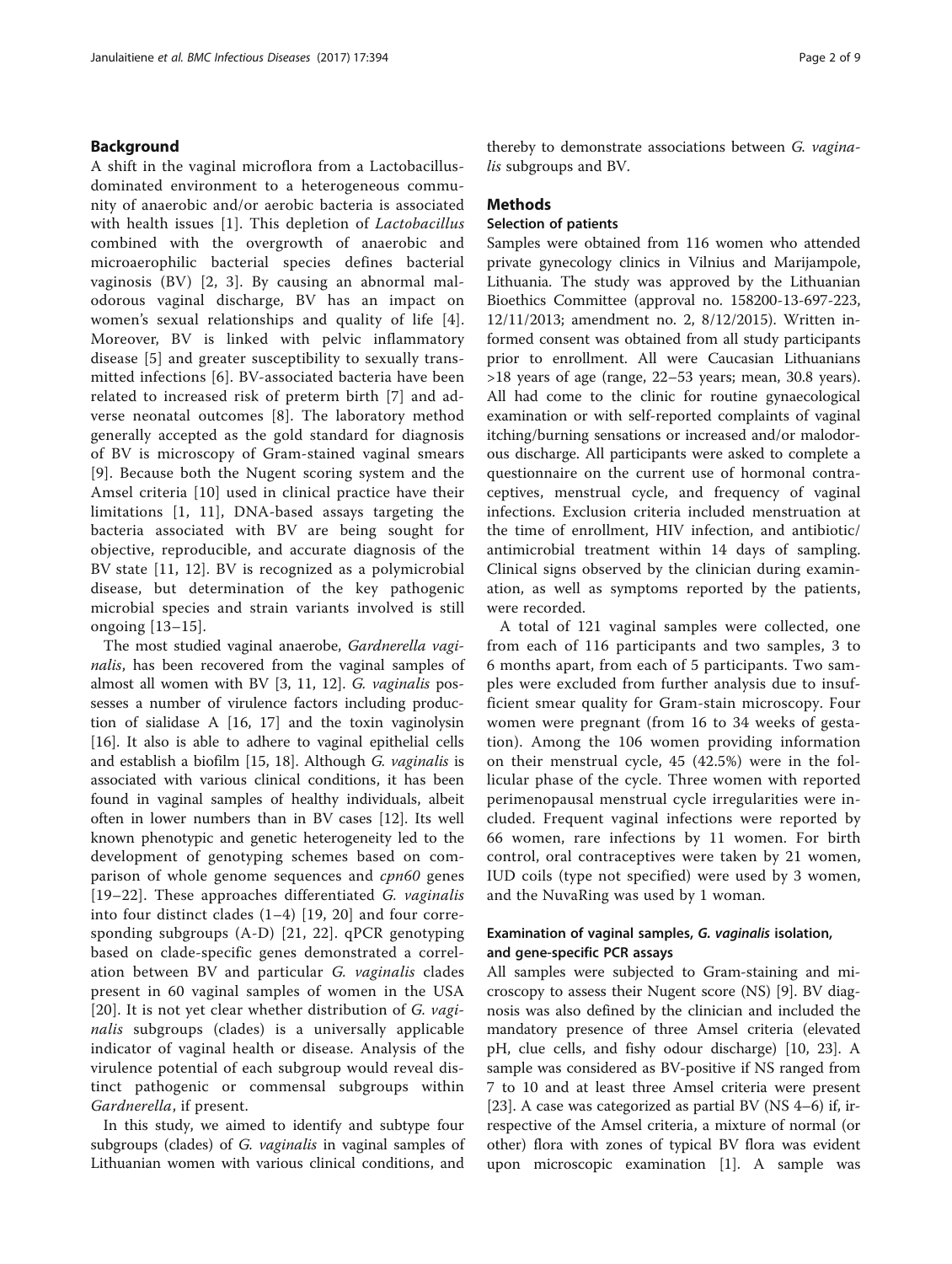## Background

A shift in the vaginal microflora from a Lactobacillus-dominated environment to a heterogeneous community of anaerobic and/or aerobic bacteria is associated with health issues [1]. This depletion of *Lactobacillus* combined with the overgrowth of anaerobic and microaerophilic bacterial species defines bacterial vaginosis (BV) [2, 3]. By causing an abnormal malodorous vaginal discharge, BV has an impact on women's sexual relationships and quality of life [4]. Moreover, BV is linked with pelvic inflammatory disease [5] and greater susceptibility to sexually transmitted infections [6]. BV-associated bacteria have been related to increased risk of preterm birth [7] and adverse neonatal outcomes [8]. The laboratory method generally accepted as the gold standard for diagnosis of BV is microscopy of Gram-stained vaginal smears [9]. Because both the Nugent scoring system and the Amsel criteria [10] used in clinical practice have their limitations [1, 11], DNA-based assays targeting the bacteria associated with BV are being sought for objective, reproducible, and accurate diagnosis of the BV state [11, 12]. BV is recognized as a polymicrobial disease, but determination of the key pathogenic microbial species and strain variants involved is still ongoing [13–15].

The most studied vaginal anaerobe, *Gardnerella vaginalis*, has been recovered from the vaginal samples of almost all women with BV [3, 11, 12]. *G. vaginalis* possesses a number of virulence factors including production of sialidase A [16, 17] and the toxin vaginolysin [16]. It also is able to adhere to vaginal epithelial cells and establish a biofilm [15, 18]. Although *G. vaginalis* is associated with various clinical conditions, it has been found in vaginal samples of healthy individuals, albeit often in lower numbers than in BV cases [12]. Its well known phenotypic and genetic heterogeneity led to the development of genotyping schemes based on comparison of whole genome sequences and *cpn60* genes [19–22]. These approaches differentiated *G. vaginalis* into four distinct clades (1–4) [19, 20] and four corresponding subgroups (A-D) [21, 22]. qPCR genotyping based on clade-specific genes demonstrated a correlation between BV and particular *G. vaginalis* clades present in 60 vaginal samples of women in the USA [20]. It is not yet clear whether distribution of *G. vaginalis* subgroups (clades) is a universally applicable indicator of vaginal health or disease. Analysis of the virulence potential of each subgroup would reveal distinct pathogenic or commensal subgroups within *Gardnerella*, if present.

In this study, we aimed to identify and subtype four subgroups (clades) of *G. vaginalis* in vaginal samples of Lithuanian women with various clinical conditions, and thereby to demonstrate associations between *G. vaginalis* subgroups and BV.

## Methods

### Selection of patients

Samples were obtained from 116 women who attended private gynecology clinics in Vilnius and Marijampole, Lithuania. The study was approved by the Lithuanian Bioethics Committee (approval no. 158200-13-697-223, 12/11/2013; amendment no. 2, 8/12/2015). Written informed consent was obtained from all study participants prior to enrollment. All were Caucasian Lithuanians >18 years of age (range, 22–53 years; mean, 30.8 years). All had come to the clinic for routine gynaecological examination or with self-reported complaints of vaginal itching/burning sensations or increased and/or malodorous discharge. All participants were asked to complete a questionnaire on the current use of hormonal contraceptives, menstrual cycle, and frequency of vaginal infections. Exclusion criteria included menstruation at the time of enrollment, HIV infection, and antibiotic/antimicrobial treatment within 14 days of sampling. Clinical signs observed by the clinician during examination, as well as symptoms reported by the patients, were recorded.

A total of 121 vaginal samples were collected, one from each of 116 participants and two samples, 3 to 6 months apart, from each of 5 participants. Two samples were excluded from further analysis due to insufficient smear quality for Gram-stain microscopy. Four women were pregnant (from 16 to 34 weeks of gestation). Among the 106 women providing information on their menstrual cycle, 45 (42.5%) were in the follicular phase of the cycle. Three women with reported perimenopausal menstrual cycle irregularities were included. Frequent vaginal infections were reported by 66 women, rare infections by 11 women. For birth control, oral contraceptives were taken by 21 women, IUD coils (type not specified) were used by 3 women, and the NuvaRing was used by 1 woman.

### Examination of vaginal samples, *G. vaginalis* isolation, and gene-specific PCR assays

All samples were subjected to Gram-staining and microscopy to assess their Nugent score (NS) [9]. BV diagnosis was also defined by the clinician and included the mandatory presence of three Amsel criteria (elevated pH, clue cells, and fishy odour discharge) [10, 23]. A sample was considered as BV-positive if NS ranged from 7 to 10 and at least three Amsel criteria were present [23]. A case was categorized as partial BV (NS 4–6) if, irrespective of the Amsel criteria, a mixture of normal (or other) flora with zones of typical BV flora was evident upon microscopic examination [1]. A sample was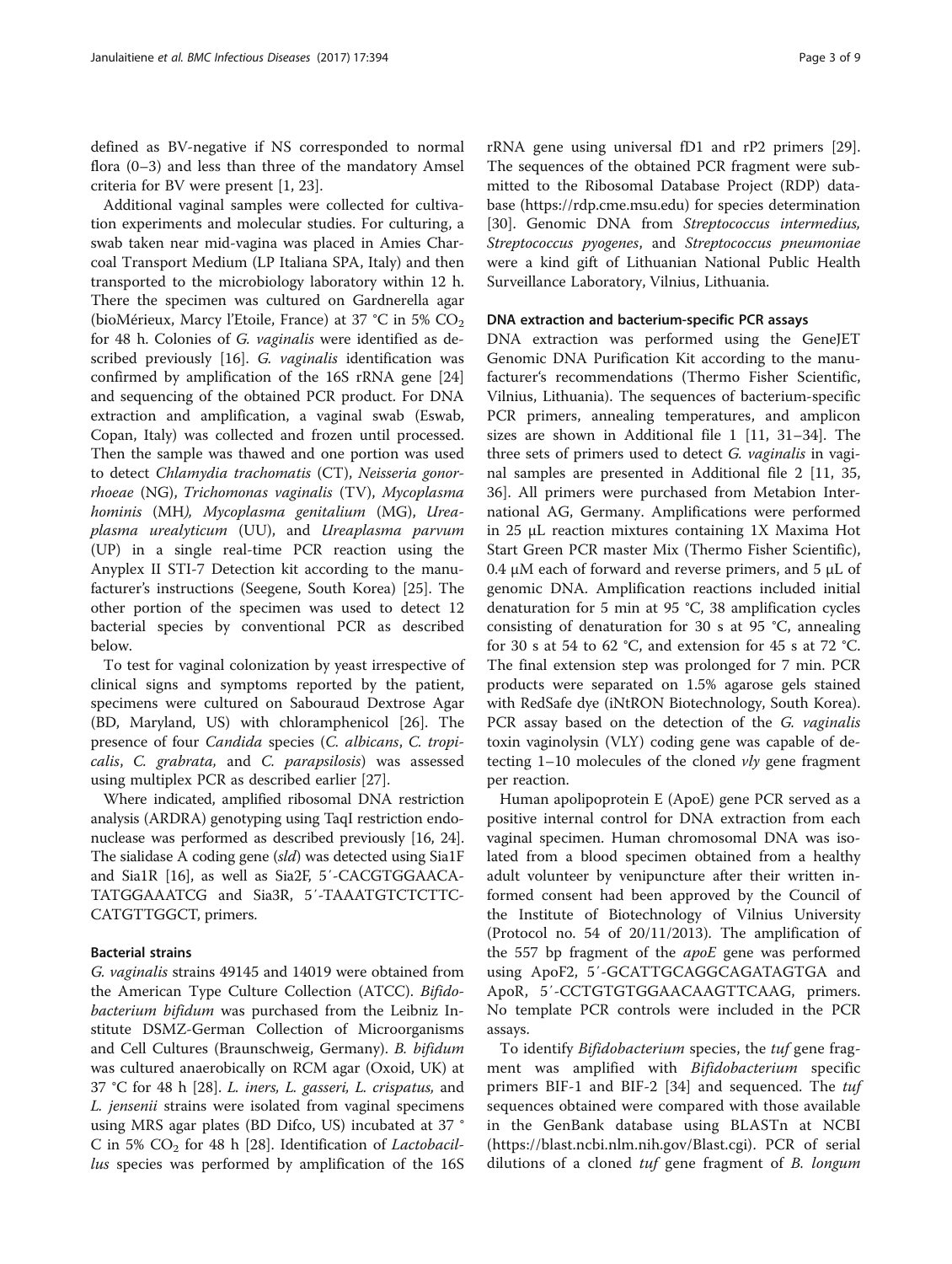defined as BV-negative if NS corresponded to normal flora (0–3) and less than three of the mandatory Amsel criteria for BV were present [1, 23].

Additional vaginal samples were collected for cultivation experiments and molecular studies. For culturing, a swab taken near mid-vagina was placed in Amies Charcoal Transport Medium (LP Italiana SPA, Italy) and then transported to the microbiology laboratory within 12 h. There the specimen was cultured on Gardnerella agar (bioMérieux, Marcy l'Etoile, France) at 37 °C in 5% $CO_2$ for 48 h. Colonies of *G. vaginalis* were identified as described previously [16]. *G. vaginalis* identification was confirmed by amplification of the 16S rRNA gene [24] and sequencing of the obtained PCR product. For DNA extraction and amplification, a vaginal swab (Eswab, Copan, Italy) was collected and frozen until processed. Then the sample was thawed and one portion was used to detect *Chlamydia trachomatis* (CT), *Neisseria gonorrhoeae* (NG), *Trichomonas vaginalis* (TV), *Mycoplasma hominis* (MH), *Mycoplasma genitalium* (MG), *Ureaplasma urealyticum* (UU), and *Ureaplasma parvum* (UP) in a single real-time PCR reaction using the Anyplex II STI-7 Detection kit according to the manufacturer's instructions (Seegene, South Korea) [25]. The other portion of the specimen was used to detect 12 bacterial species by conventional PCR as described below.

To test for vaginal colonization by yeast irrespective of clinical signs and symptoms reported by the patient, specimens were cultured on Sabouraud Dextrose Agar (BD, Maryland, US) with chloramphenicol [26]. The presence of four *Candida* species (*C. albicans*, *C. tropicalis*, *C. grabrata*, and *C. parapsilosis*) was assessed using multiplex PCR as described earlier [27].

Where indicated, amplified ribosomal DNA restriction analysis (ARDRA) genotyping using TaqI restriction endonuclease was performed as described previously [16, 24]. The sialidase A coding gene (*sld*) was detected using Sia1F and Sia1R [16], as well as Sia2F, 5′-CACGTGGAACATATGGAAATCG and Sia3R, 5′-TAAATGTCTCTTCCATGTTGGCT, primers.

## Bacterial strains

*G. vaginalis* strains 49145 and 14019 were obtained from the American Type Culture Collection (ATCC). *Bifidobacterium bifidum* was purchased from the Leibniz Institute DSMZ-German Collection of Microorganisms and Cell Cultures (Braunschweig, Germany). *B. bifidum* was cultured anaerobically on RCM agar (Oxoid, UK) at 37 °C for 48 h [28]. *L. iners, L. gasseri, L. crispatus,* and *L. jensenii* strains were isolated from vaginal specimens using MRS agar plates (BD Difco, US) incubated at 37 °C in 5% $CO_2$ for 48 h [28]. Identification of *Lactobacillus* species was performed by amplification of the 16S rRNA gene using universal fD1 and rP2 primers [29]. The sequences of the obtained PCR fragment were submitted to the Ribosomal Database Project (RDP) database (https://rdp.cme.msu.edu) for species determination [30]. Genomic DNA from *Streptococcus intermedius, Streptococcus pyogenes*, and *Streptococcus pneumoniae* were a kind gift of Lithuanian National Public Health Surveillance Laboratory, Vilnius, Lithuania.

## DNA extraction and bacterium-specific PCR assays

DNA extraction was performed using the GeneJET Genomic DNA Purification Kit according to the manufacturer's recommendations (Thermo Fisher Scientific, Vilnius, Lithuania). The sequences of bacterium-specific PCR primers, annealing temperatures, and amplicon sizes are shown in Additional file 1 [11, 31–34]. The three sets of primers used to detect *G. vaginalis* in vaginal samples are presented in Additional file 2 [11, 35, 36]. All primers were purchased from Metabion International AG, Germany. Amplifications were performed in 25 μL reaction mixtures containing 1X Maxima Hot Start Green PCR master Mix (Thermo Fisher Scientific), 0.4 μM each of forward and reverse primers, and 5 μL of genomic DNA. Amplification reactions included initial denaturation for 5 min at 95 °C, 38 amplification cycles consisting of denaturation for 30 s at 95 °C, annealing for 30 s at 54 to 62 °C, and extension for 45 s at 72 °C. The final extension step was prolonged for 7 min. PCR products were separated on 1.5% agarose gels stained with RedSafe dye (iNtRON Biotechnology, South Korea). PCR assay based on the detection of the *G. vaginalis* toxin vaginolysin (VLY) coding gene was capable of detecting 1–10 molecules of the cloned *vly* gene fragment per reaction.

Human apolipoprotein E (ApoE) gene PCR served as a positive internal control for DNA extraction from each vaginal specimen. Human chromosomal DNA was isolated from a blood specimen obtained from a healthy adult volunteer by venipuncture after their written informed consent had been approved by the Council of the Institute of Biotechnology of Vilnius University (Protocol no. 54 of 20/11/2013). The amplification of the 557 bp fragment of the *apoE* gene was performed using ApoF2, 5′-GCATTGCAGGCAGATAGTGA and ApoR, 5′-CCTGTGTGGAACAAGTTCAAG, primers. No template PCR controls were included in the PCR assays.

To identify *Bifidobacterium* species, the *tuf* gene fragment was amplified with *Bifidobacterium* specific primers BIF-1 and BIF-2 [34] and sequenced. The *tuf* sequences obtained were compared with those available in the GenBank database using BLASTn at NCBI (https://blast.ncbi.nlm.nih.gov/Blast.cgi). PCR of serial dilutions of a cloned *tuf* gene fragment of *B. longum*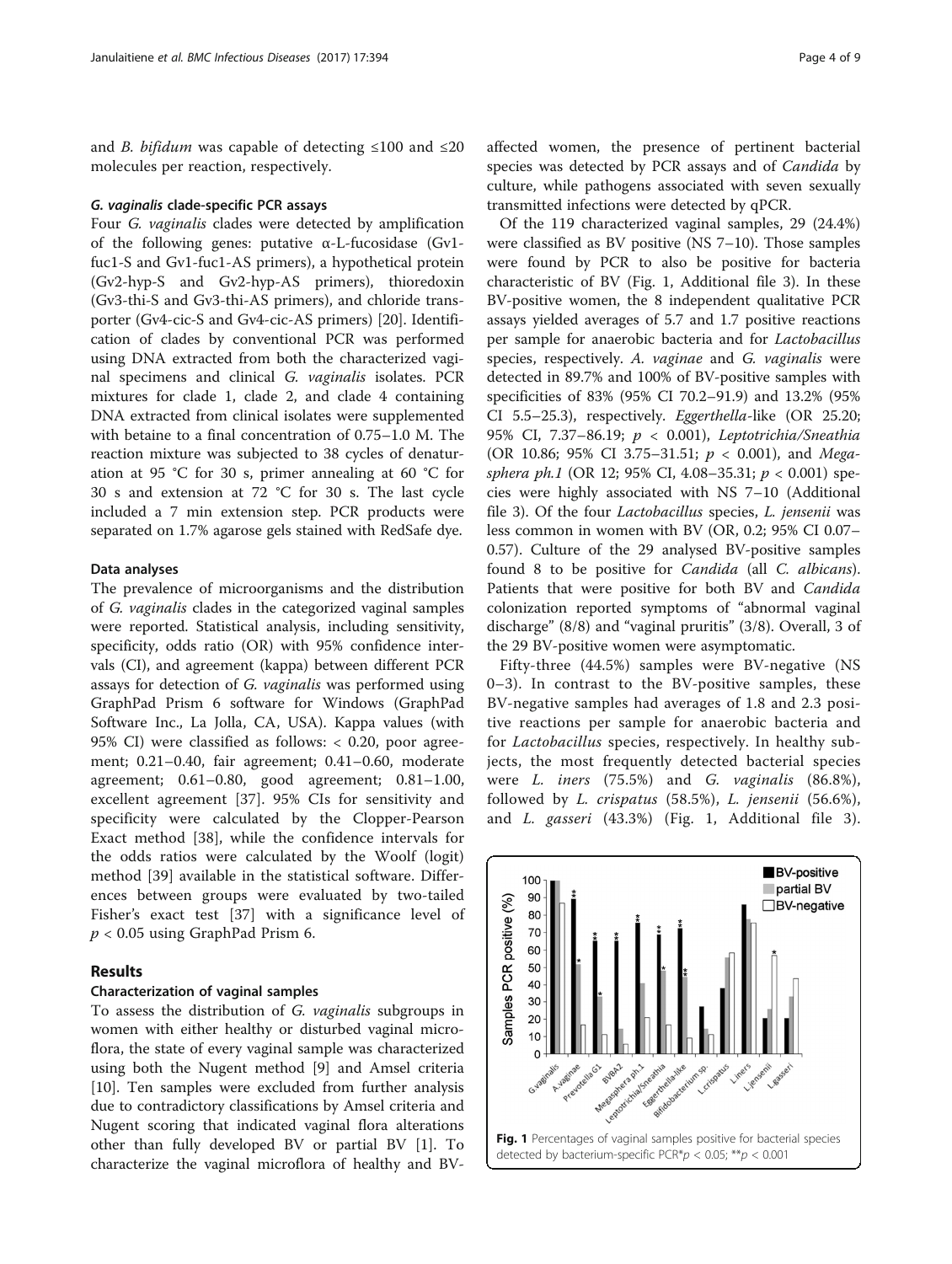and *B. bifidum* was capable of detecting ≤100 and ≤20 molecules per reaction, respectively.

#### *G. vaginalis* clade-specific PCR assays

Four *G. vaginalis* clades were detected by amplification of the following genes: putative α-L-fucosidase (Gv1-fuc1-S and Gv1-fuc1-AS primers), a hypothetical protein (Gv2-hyp-S and Gv2-hyp-AS primers), thioredoxin (Gv3-thi-S and Gv3-thi-AS primers), and chloride transporter (Gv4-cic-S and Gv4-cic-AS primers) [20]. Identification of clades by conventional PCR was performed using DNA extracted from both the characterized vaginal specimens and clinical *G. vaginalis* isolates. PCR mixtures for clade 1, clade 2, and clade 4 containing DNA extracted from clinical isolates were supplemented with betaine to a final concentration of 0.75–1.0 M. The reaction mixture was subjected to 38 cycles of denaturation at 95 °C for 30 s, primer annealing at 60 °C for 30 s and extension at 72 °C for 30 s. The last cycle included a 7 min extension step. PCR products were separated on 1.7% agarose gels stained with RedSafe dye.

#### Data analyses

The prevalence of microorganisms and the distribution of *G. vaginalis* clades in the categorized vaginal samples were reported. Statistical analysis, including sensitivity, specificity, odds ratio (OR) with 95% confidence intervals (CI), and agreement (kappa) between different PCR assays for detection of *G. vaginalis* was performed using GraphPad Prism 6 software for Windows (GraphPad Software Inc., La Jolla, CA, USA). Kappa values (with 95% CI) were classified as follows: < 0.20, poor agreement; 0.21–0.40, fair agreement; 0.41–0.60, moderate agreement; 0.61–0.80, good agreement; 0.81–1.00, excellent agreement [37]. 95% CIs for sensitivity and specificity were calculated by the Clopper-Pearson Exact method [38], while the confidence intervals for the odds ratios were calculated by the Woolf (logit) method [39] available in the statistical software. Differences between groups were evaluated by two-tailed Fisher's exact test [37] with a significance level of $p < 0.05$ using GraphPad Prism 6.

## Results

### Characterization of vaginal samples

To assess the distribution of *G. vaginalis* subgroups in women with either healthy or disturbed vaginal microflora, the state of every vaginal sample was characterized using both the Nugent method [9] and Amsel criteria [10]. Ten samples were excluded from further analysis due to contradictory classifications by Amsel criteria and Nugent scoring that indicated vaginal flora alterations other than fully developed BV or partial BV [1]. To characterize the vaginal microflora of healthy and BV-affected women, the presence of pertinent bacterial species was detected by PCR assays and of *Candida* by culture, while pathogens associated with seven sexually transmitted infections were detected by qPCR.

Of the 119 characterized vaginal samples, 29 (24.4%) were classified as BV positive (NS 7–10). Those samples were found by PCR to also be positive for bacteria characteristic of BV (Fig. 1, Additional file 3). In these BV-positive women, the 8 independent qualitative PCR assays yielded averages of 5.7 and 1.7 positive reactions per sample for anaerobic bacteria and for *Lactobacillus* species, respectively. *A. vaginae* and *G. vaginalis* were detected in 89.7% and 100% of BV-positive samples with specificities of 83% (95% CI 70.2–91.9) and 13.2% (95% CI 5.5–25.3), respectively. *Eggerthella*-like (OR 25.20; 95% CI, 7.37–86.19; $p < 0.001$), *Leptotrichia/Sneathia* (OR 10.86; 95% CI 3.75–31.51; $p < 0.001$), and *Megasphera ph.1* (OR 12; 95% CI, 4.08–35.31; $p < 0.001$) species were highly associated with NS 7–10 (Additional file 3). Of the four *Lactobacillus* species, *L. jensenii* was less common in women with BV (OR, 0.2; 95% CI 0.07–0.57). Culture of the 29 analysed BV-positive samples found 8 to be positive for *Candida* (all *C. albicans*). Patients that were positive for both BV and *Candida* colonization reported symptoms of "abnormal vaginal discharge" (8/8) and "vaginal pruritis" (3/8). Overall, 3 of the 29 BV-positive women were asymptomatic.

Fifty-three (44.5%) samples were BV-negative (NS 0–3). In contrast to the BV-positive samples, these BV-negative samples had averages of 1.8 and 2.3 positive reactions per sample for anaerobic bacteria and for *Lactobacillus* species, respectively. In healthy subjects, the most frequently detected bacterial species were *L. iners* (75.5%) and *G. vaginalis* (86.8%), followed by *L. crispatus* (58.5%), *L. jensenii* (56.6%), and *L. gasseri* (43.3%) (Fig. 1, Additional file 3).

**Fig. 1** Percentages of vaginal samples positive for bacterial species detected by bacterium-specific PCR*$p < 0.05$; **$p < 0.001$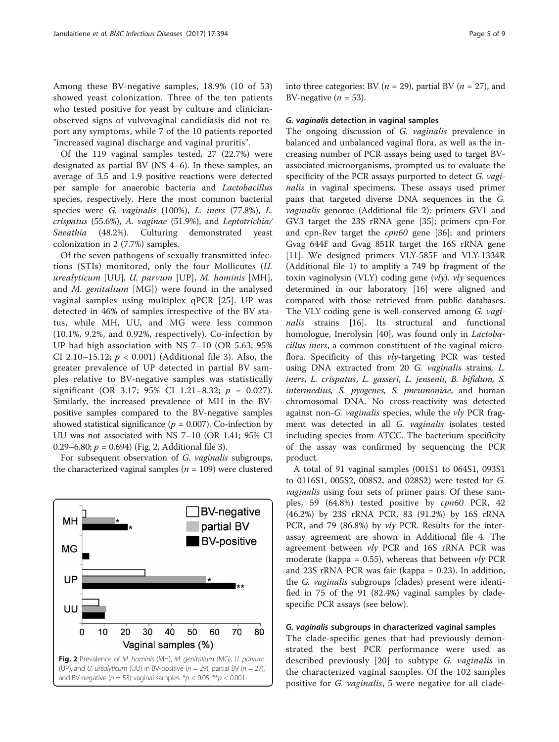Among these BV-negative samples, 18.9% (10 of 53) showed yeast colonization. Three of the ten patients who tested positive for yeast by culture and clinician-observed signs of vulvovaginal candidiasis did not report any symptoms, while 7 of the 10 patients reported "increased vaginal discharge and vaginal pruritis".

Of the 119 vaginal samples tested, 27 (22.7%) were designated as partial BV (NS 4–6). In these samples, an average of 3.5 and 1.9 positive reactions were detected per sample for anaerobic bacteria and *Lactobacillus* species, respectively. Here the most common bacterial species were *G. vaginalis* (100%), *L. iners* (77.8%), *L. crispatus* (55.6%), *A. vaginae* (51.9%), and *Leptotrichia/Sneathia* (48.2%). Culturing demonstrated yeast colonization in 2 (7.7%) samples.

Of the seven pathogens of sexually transmitted infections (STIs) monitored, only the four Mollicutes (*U. urealyticum* [UU], *U. parvum* [UP], *M. hominis* [MH], and *M. genitalium* [MG]) were found in the analysed vaginal samples using multiplex qPCR [25]. UP was detected in 46% of samples irrespective of the BV status, while MH, UU, and MG were less common (10.1%, 9.2%, and 0.92%, respectively). Co-infection by UP had high association with NS 7–10 (OR 5.63; 95% CI 2.10–15.12; $p < 0.001$) (Additional file 3). Also, the greater prevalence of UP detected in partial BV samples relative to BV-negative samples was statistically significant (OR 3.17; 95% CI 1.21–8.32; $p = 0.027$). Similarly, the increased prevalence of MH in the BV-positive samples compared to the BV-negative samples showed statistical significance ($p = 0.007$). Co-infection by UU was not associated with NS 7–10 (OR 1.41; 95% CI 0.29–6.80; $p = 0.694$) (Fig. 2, Additional file 3).

For subsequent observation of *G. vaginalis* subgroups, the characterized vaginal samples ($n = 109$) were clustered into three categories: BV ($n = 29$), partial BV ($n = 27$), and BV-negative ($n = 53$).

**Fig. 2** Prevalence of *M. hominis* (MH), *M. genitalium* (MG), *U. parvum* (UP), and *U. urealyticum* (UU) in BV-positive ($n = 29$), partial BV ($n = 27$), and BV-negative ($n = 53$) vaginal samples. *$p < 0.05$; **$p < 0.001$

### *G. vaginalis* detection in vaginal samples

The ongoing discussion of *G. vaginalis* prevalence in balanced and unbalanced vaginal flora, as well as the increasing number of PCR assays being used to target BV-associated microorganisms, prompted us to evaluate the specificity of the PCR assays purported to detect *G. vaginalis* in vaginal specimens. These assays used primer pairs that targeted diverse DNA sequences in the *G. vaginalis* genome (Additional file 2): primers GV1 and GV3 target the 23S rRNA gene [35]; primers cpn-For and cpn-Rev target the *cpn60* gene [36]; and primers Gvag 644F and Gvag 851R target the 16S rRNA gene [11]. We designed primers VLY-585F and VLY-1334R (Additional file 1) to amplify a 749 bp fragment of the toxin vaginolysin (VLY) coding gene (*vly*). *vly* sequences determined in our laboratory [16] were aligned and compared with those retrieved from public databases. The VLY coding gene is well-conserved among *G. vaginalis* strains [16]. Its structural and functional homologue, Inerolysin [40], was found only in *Lactobacillus iners*, a common constituent of the vaginal microflora. Specificity of this *vly*-targeting PCR was tested using DNA extracted from 20 *G. vaginalis* strains, *L. iners*, *L. crispatus*, *L. gasseri*, *L. jensenii*, *B. bifidum*, *S. intermedius*, *S. pyogenes*, *S. pneumoniae*, and human chromosomal DNA. No cross-reactivity was detected against non-*G. vaginalis* species, while the *vly* PCR fragment was detected in all *G. vaginalis* isolates tested including species from ATCC. The bacterium specificity of the assay was confirmed by sequencing the PCR product.

A total of 91 vaginal samples (001S1 to 064S1, 093S1 to 0116S1, 005S2, 008S2, and 028S2) were tested for *G. vaginalis* using four sets of primer pairs. Of these samples, 59 (64.8%) tested positive by *cpn60* PCR, 42 (46.2%) by 23S rRNA PCR, 83 (91.2%) by 16S rRNA PCR, and 79 (86.8%) by *vly* PCR. Results for the inter-assay agreement are shown in Additional file 4. The agreement between *vly* PCR and 16S rRNA PCR was moderate (kappa = 0.55), whereas that between *vly* PCR and 23S rRNA PCR was fair (kappa = 0.23). In addition, the *G. vaginalis* subgroups (clades) present were identified in 75 of the 91 (82.4%) vaginal samples by clade-specific PCR assays (see below).

### *G. vaginalis* subgroups in characterized vaginal samples

The clade-specific genes that had previously demonstrated the best PCR performance were used as described previously [20] to subtype *G. vaginalis* in the characterized vaginal samples. Of the 102 samples positive for *G. vaginalis*, 5 were negative for all clade-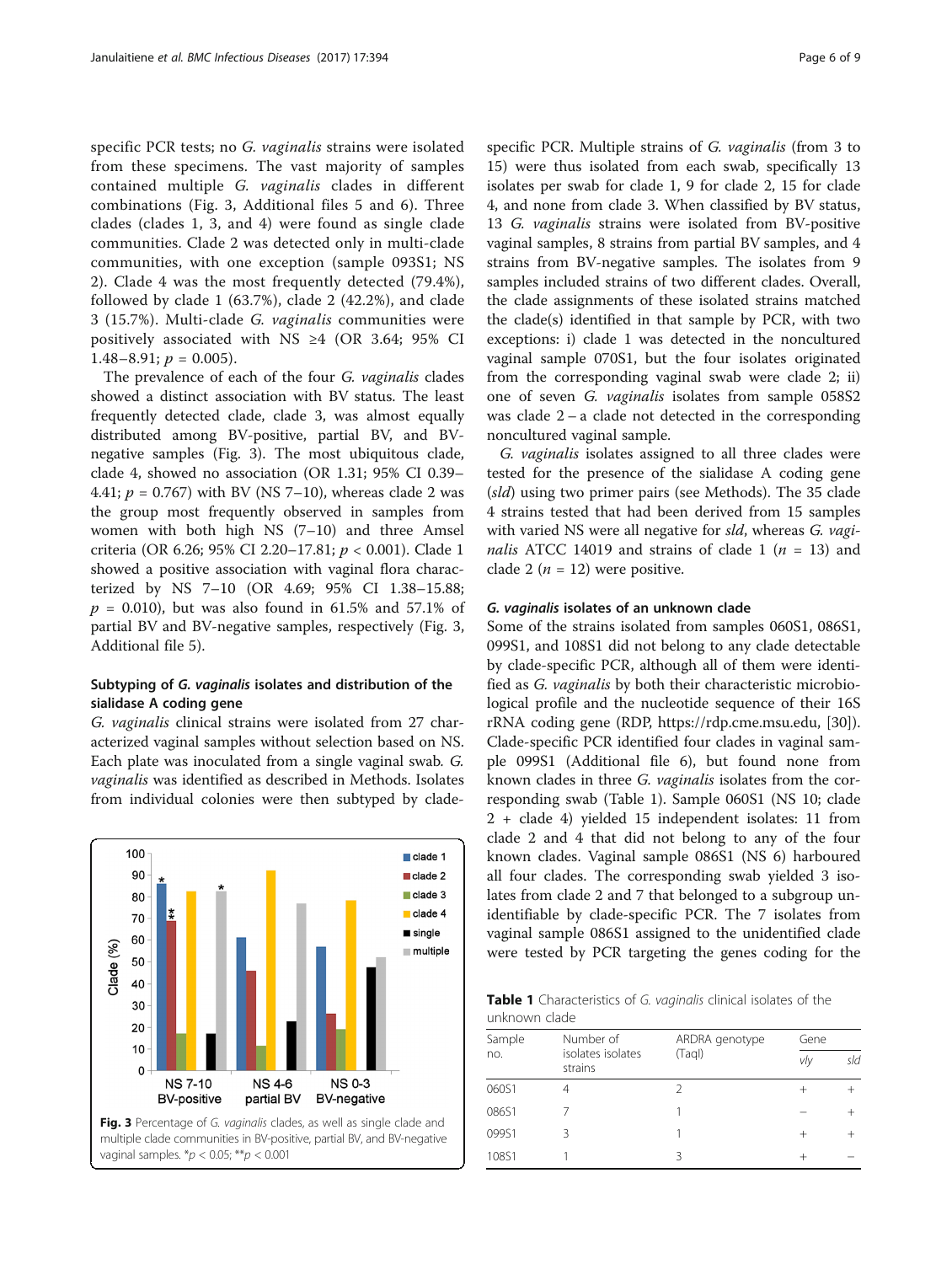specific PCR tests; no *G. vaginalis* strains were isolated from these specimens. The vast majority of samples contained multiple *G. vaginalis* clades in different combinations (Fig. 3, Additional files 5 and 6). Three clades (clades 1, 3, and 4) were found as single clade communities. Clade 2 was detected only in multi-clade communities, with one exception (sample 093S1; NS 2). Clade 4 was the most frequently detected (79.4%), followed by clade 1 (63.7%), clade 2 (42.2%), and clade 3 (15.7%). Multi-clade *G. vaginalis* communities were positively associated with NS ≥4 (OR 3.64; 95% CI 1.48–8.91; $p = 0.005$).

The prevalence of each of the four *G. vaginalis* clades showed a distinct association with BV status. The least frequently detected clade, clade 3, was almost equally distributed among BV-positive, partial BV, and BV-negative samples (Fig. 3). The most ubiquitous clade, clade 4, showed no association (OR 1.31; 95% CI 0.39–4.41; $p = 0.767$) with BV (NS 7–10), whereas clade 2 was the group most frequently observed in samples from women with both high NS (7–10) and three Amsel criteria (OR 6.26; 95% CI 2.20–17.81; $p < 0.001$). Clade 1 showed a positive association with vaginal flora characterized by NS 7–10 (OR 4.69; 95% CI 1.38–15.88; $p = 0.010$), but was also found in 61.5% and 57.1% of partial BV and BV-negative samples, respectively (Fig. 3, Additional file 5).

### Subtyping of *G. vaginalis* isolates and distribution of the sialidase A coding gene

*G. vaginalis* clinical strains were isolated from 27 characterized vaginal samples without selection based on NS. Each plate was inoculated from a single vaginal swab. *G. vaginalis* was identified as described in Methods. Isolates from individual colonies were then subtyped by clade-specific PCR. Multiple strains of *G. vaginalis* (from 3 to 15) were thus isolated from each swab, specifically 13 isolates per swab for clade 1, 9 for clade 2, 15 for clade 4, and none from clade 3. When classified by BV status, 13 *G. vaginalis* strains were isolated from BV-positive vaginal samples, 8 strains from partial BV samples, and 4 strains from BV-negative samples. The isolates from 9 samples included strains of two different clades. Overall, the clade assignments of these isolated strains matched the clade(s) identified in that sample by PCR, with two exceptions: i) clade 1 was detected in the noncultured vaginal sample 070S1, but the four isolates originated from the corresponding vaginal swab were clade 2; ii) one of seven *G. vaginalis* isolates from sample 058S2 was clade 2 – a clade not detected in the corresponding noncultured vaginal sample.

*G. vaginalis* isolates assigned to all three clades were tested for the presence of the sialidase A coding gene (*sld*) using two primer pairs (see Methods). The 35 clade 4 strains tested that had been derived from 15 samples with varied NS were all negative for *sld*, whereas *G. vaginalis* ATCC 14019 and strains of clade 1 ($n = 13$) and clade 2 ($n = 12$) were positive.

Fig. 3 Percentage of *G. vaginalis* clades, as well as single clade and multiple clade communities in BV-positive, partial BV, and BV-negative vaginal samples. *$p < 0.05$; **$p < 0.001$

### *G. vaginalis* isolates of an unknown clade

Some of the strains isolated from samples 060S1, 086S1, 099S1, and 108S1 did not belong to any clade detectable by clade-specific PCR, although all of them were identified as *G. vaginalis* by both their characteristic microbiological profile and the nucleotide sequence of their 16S rRNA coding gene (RDP, https://rdp.cme.msu.edu, [30]). Clade-specific PCR identified four clades in vaginal sample 099S1 (Additional file 6), but found none from known clades in three *G. vaginalis* isolates from the corresponding swab (Table 1). Sample 060S1 (NS 10; clade 2 + clade 4) yielded 15 independent isolates: 11 from clade 2 and 4 that did not belong to any of the four known clades. Vaginal sample 086S1 (NS 6) harboured all four clades. The corresponding swab yielded 3 isolates from clade 2 and 7 that belonged to a subgroup unidentifiable by clade-specific PCR. The 7 isolates from vaginal sample 086S1 assigned to the unidentified clade were tested by PCR targeting the genes coding for the

**Table 1** Characteristics of *G. vaginalis* clinical isolates of the unknown clade

| Sample no. | Number of isolates isolates strains | ARDRA genotype (TaqI) | Gene | |
|---|---|---|---|---|
| | | | *vly* | *sld* |
| 060S1 | 4 | 2 | + | + |
| 086S1 | 7 | 1 | − | + |
| 099S1 | 3 | 1 | + | + |
| 108S1 | 1 | 3 | + | − |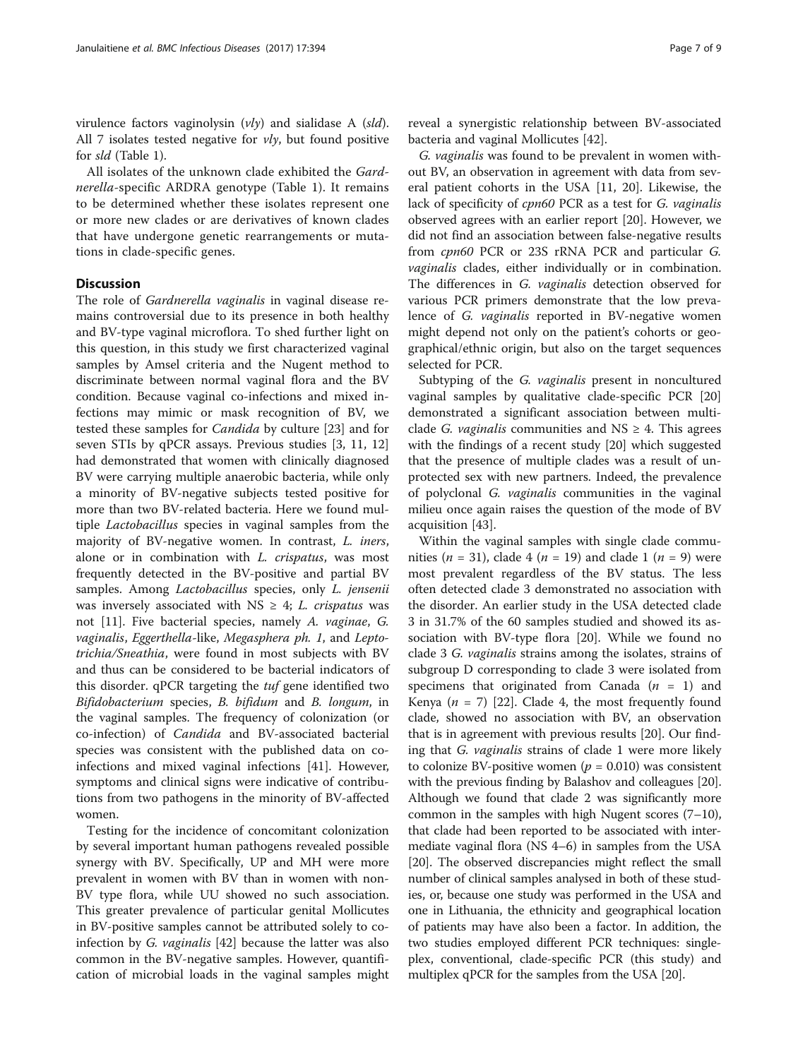virulence factors vaginolysin (*vly*) and sialidase A (*sld*). All 7 isolates tested negative for *vly*, but found positive for *sld* (Table 1).

All isolates of the unknown clade exhibited the *Gardnerella*-specific ARDRA genotype (Table 1). It remains to be determined whether these isolates represent one or more new clades or are derivatives of known clades that have undergone genetic rearrangements or mutations in clade-specific genes.

## Discussion

The role of *Gardnerella vaginalis* in vaginal disease remains controversial due to its presence in both healthy and BV-type vaginal microflora. To shed further light on this question, in this study we first characterized vaginal samples by Amsel criteria and the Nugent method to discriminate between normal vaginal flora and the BV condition. Because vaginal co-infections and mixed infections may mimic or mask recognition of BV, we tested these samples for *Candida* by culture [23] and for seven STIs by qPCR assays. Previous studies [3, 11, 12] had demonstrated that women with clinically diagnosed BV were carrying multiple anaerobic bacteria, while only a minority of BV-negative subjects tested positive for more than two BV-related bacteria. Here we found multiple *Lactobacillus* species in vaginal samples from the majority of BV-negative women. In contrast, *L. iners*, alone or in combination with *L. crispatus*, was most frequently detected in the BV-positive and partial BV samples. Among *Lactobacillus* species, only *L. jensenii* was inversely associated with NS ≥ 4; *L. crispatus* was not [11]. Five bacterial species, namely *A. vaginae*, *G. vaginalis*, *Eggerthella*-like, *Megasphera ph. 1*, and *Leptotrichia/Sneathia*, were found in most subjects with BV and thus can be considered to be bacterial indicators of this disorder. qPCR targeting the *tuf* gene identified two *Bifidobacterium* species, *B. bifidum* and *B. longum*, in the vaginal samples. The frequency of colonization (or co-infection) of *Candida* and BV-associated bacterial species was consistent with the published data on co-infections and mixed vaginal infections [41]. However, symptoms and clinical signs were indicative of contributions from two pathogens in the minority of BV-affected women.

Testing for the incidence of concomitant colonization by several important human pathogens revealed possible synergy with BV. Specifically, UP and MH were more prevalent in women with BV than in women with non-BV type flora, while UU showed no such association. This greater prevalence of particular genital Mollicutes in BV-positive samples cannot be attributed solely to co-infection by *G. vaginalis* [42] because the latter was also common in the BV-negative samples. However, quantification of microbial loads in the vaginal samples might reveal a synergistic relationship between BV-associated bacteria and vaginal Mollicutes [42].

*G. vaginalis* was found to be prevalent in women without BV, an observation in agreement with data from several patient cohorts in the USA [11, 20]. Likewise, the lack of specificity of *cpn60* PCR as a test for *G. vaginalis* observed agrees with an earlier report [20]. However, we did not find an association between false-negative results from *cpn60* PCR or 23S rRNA PCR and particular *G. vaginalis* clades, either individually or in combination. The differences in *G. vaginalis* detection observed for various PCR primers demonstrate that the low prevalence of *G. vaginalis* reported in BV-negative women might depend not only on the patient's cohorts or geographical/ethnic origin, but also on the target sequences selected for PCR.

Subtyping of the *G. vaginalis* present in noncultured vaginal samples by qualitative clade-specific PCR [20] demonstrated a significant association between multi-clade *G. vaginalis* communities and NS ≥ 4. This agrees with the findings of a recent study [20] which suggested that the presence of multiple clades was a result of unprotected sex with new partners. Indeed, the prevalence of polyclonal *G. vaginalis* communities in the vaginal milieu once again raises the question of the mode of BV acquisition [43].

Within the vaginal samples with single clade communities ($n = 31$), clade 4 ($n = 19$) and clade 1 ($n = 9$) were most prevalent regardless of the BV status. The less often detected clade 3 demonstrated no association with the disorder. An earlier study in the USA detected clade 3 in 31.7% of the 60 samples studied and showed its association with BV-type flora [20]. While we found no clade 3 *G. vaginalis* strains among the isolates, strains of subgroup D corresponding to clade 3 were isolated from specimens that originated from Canada ($n = 1$) and Kenya ($n = 7$) [22]. Clade 4, the most frequently found clade, showed no association with BV, an observation that is in agreement with previous results [20]. Our finding that *G. vaginalis* strains of clade 1 were more likely to colonize BV-positive women ($p = 0.010$) was consistent with the previous finding by Balashov and colleagues [20]. Although we found that clade 2 was significantly more common in the samples with high Nugent scores (7–10), that clade had been reported to be associated with intermediate vaginal flora (NS 4–6) in samples from the USA [20]. The observed discrepancies might reflect the small number of clinical samples analysed in both of these studies, or, because one study was performed in the USA and one in Lithuania, the ethnicity and geographical location of patients may have also been a factor. In addition, the two studies employed different PCR techniques: singleplex, conventional, clade-specific PCR (this study) and multiplex qPCR for the samples from the USA [20].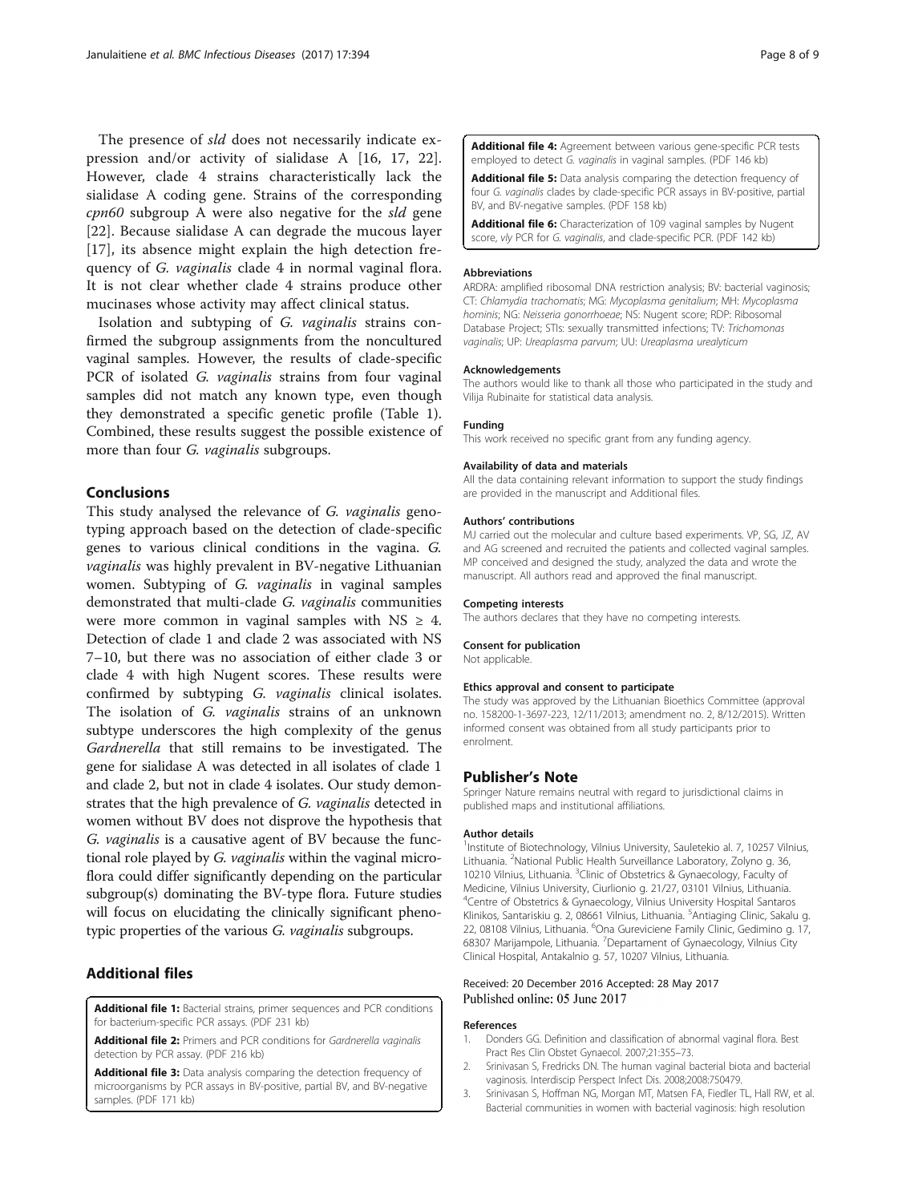The presence of *sld* does not necessarily indicate expression and/or activity of sialidase A [16, 17, 22]. However, clade 4 strains characteristically lack the sialidase A coding gene. Strains of the corresponding *cpn60* subgroup A were also negative for the *sld* gene [22]. Because sialidase A can degrade the mucous layer [17], its absence might explain the high detection frequency of *G. vaginalis* clade 4 in normal vaginal flora. It is not clear whether clade 4 strains produce other mucinases whose activity may affect clinical status.

Isolation and subtyping of *G. vaginalis* strains confirmed the subgroup assignments from the noncultured vaginal samples. However, the results of clade-specific PCR of isolated *G. vaginalis* strains from four vaginal samples did not match any known type, even though they demonstrated a specific genetic profile (Table 1). Combined, these results suggest the possible existence of more than four *G. vaginalis* subgroups.

## Conclusions

This study analysed the relevance of *G. vaginalis* genotyping approach based on the detection of clade-specific genes to various clinical conditions in the vagina. *G. vaginalis* was highly prevalent in BV-negative Lithuanian women. Subtyping of *G. vaginalis* in vaginal samples demonstrated that multi-clade *G. vaginalis* communities were more common in vaginal samples with NS $\geq$ 4. Detection of clade 1 and clade 2 was associated with NS 7–10, but there was no association of either clade 3 or clade 4 with high Nugent scores. These results were confirmed by subtyping *G. vaginalis* clinical isolates. The isolation of *G. vaginalis* strains of an unknown subtype underscores the high complexity of the genus *Gardnerella* that still remains to be investigated. The gene for sialidase A was detected in all isolates of clade 1 and clade 2, but not in clade 4 isolates. Our study demonstrates that the high prevalence of *G. vaginalis* detected in women without BV does not disprove the hypothesis that *G. vaginalis* is a causative agent of BV because the functional role played by *G. vaginalis* within the vaginal microflora could differ significantly depending on the particular subgroup(s) dominating the BV-type flora. Future studies will focus on elucidating the clinically significant phenotypic properties of the various *G. vaginalis* subgroups.

## Additional files

**Additional file 1:** Bacterial strains, primer sequences and PCR conditions for bacterium-specific PCR assays. (PDF 231 kb)

**Additional file 2:** Primers and PCR conditions for *Gardnerella vaginalis* detection by PCR assay. (PDF 216 kb)

**Additional file 3:** Data analysis comparing the detection frequency of microorganisms by PCR assays in BV-positive, partial BV, and BV-negative samples. (PDF 171 kb)

**Additional file 4:** Agreement between various gene-specific PCR tests employed to detect *G. vaginalis* in vaginal samples. (PDF 146 kb)

**Additional file 5:** Data analysis comparing the detection frequency of four *G. vaginalis* clades by clade-specific PCR assays in BV-positive, partial BV, and BV-negative samples. (PDF 158 kb)

**Additional file 6:** Characterization of 109 vaginal samples by Nugent score, *vly* PCR for *G. vaginalis*, and clade-specific PCR. (PDF 142 kb)

#### Abbreviations
ARDRA: amplified ribosomal DNA restriction analysis; BV: bacterial vaginosis; CT: *Chlamydia trachomatis*; MG: *Mycoplasma genitalium*; MH: *Mycoplasma hominis*; NG: *Neisseria gonorrhoeae*; NS: Nugent score; RDP: Ribosomal Database Project; STIs: sexually transmitted infections; TV: *Trichomonas vaginalis*; UP: *Ureaplasma parvum*; UU: *Ureaplasma urealyticum*

#### Acknowledgements
The authors would like to thank all those who participated in the study and Vilija Rubinaite for statistical data analysis.

#### Funding
This work received no specific grant from any funding agency.

#### Availability of data and materials
All the data containing relevant information to support the study findings are provided in the manuscript and Additional files.

#### Authors' contributions
MJ carried out the molecular and culture based experiments. VP, SG, JZ, AV and AG screened and recruited the patients and collected vaginal samples. MP conceived and designed the study, analyzed the data and wrote the manuscript. All authors read and approved the final manuscript.

#### Competing interests
The authors declares that they have no competing interests.

#### Consent for publication
Not applicable.

#### Ethics approval and consent to participate
The study was approved by the Lithuanian Bioethics Committee (approval no. 158200-1-3697-223, 12/11/2013; amendment no. 2, 8/12/2015). Written informed consent was obtained from all study participants prior to enrolment.

## Publisher's Note
Springer Nature remains neutral with regard to jurisdictional claims in published maps and institutional affiliations.

#### Author details
[1]Institute of Biotechnology, Vilnius University, Sauletekio al. 7, 10257 Vilnius, Lithuania. [2]National Public Health Surveillance Laboratory, Zolyno g. 36, 10210 Vilnius, Lithuania. [3]Clinic of Obstetrics & Gynaecology, Faculty of Medicine, Vilnius University, Ciurlionio g. 21/27, 03101 Vilnius, Lithuania. [4]Centre of Obstetrics & Gynaecology, Vilnius University Hospital Santaros Klinikos, Santariskiu g. 2, 08661 Vilnius, Lithuania. [5]Antiaging Clinic, Sakalu g. 22, 08108 Vilnius, Lithuania. [6]Ona Gureviciene Family Clinic, Gedimino g. 17, 68307 Marijampole, Lithuania. [7]Departament of Gynaecology, Vilnius City Clinical Hospital, Antakalnio g. 57, 10207 Vilnius, Lithuania.

Received: 20 December 2016 Accepted: 28 May 2017
Published online: 05 June 2017

#### References
1. Donders GG. Definition and classification of abnormal vaginal flora. Best Pract Res Clin Obstet Gynaecol. 2007;21:355–73.
2. Srinivasan S, Fredricks DN. The human vaginal bacterial biota and bacterial vaginosis. Interdiscip Perspect Infect Dis. 2008;2008:750479.
3. Srinivasan S, Hoffman NG, Morgan MT, Matsen FA, Fiedler TL, Hall RW, et al. Bacterial communities in women with bacterial vaginosis: high resolution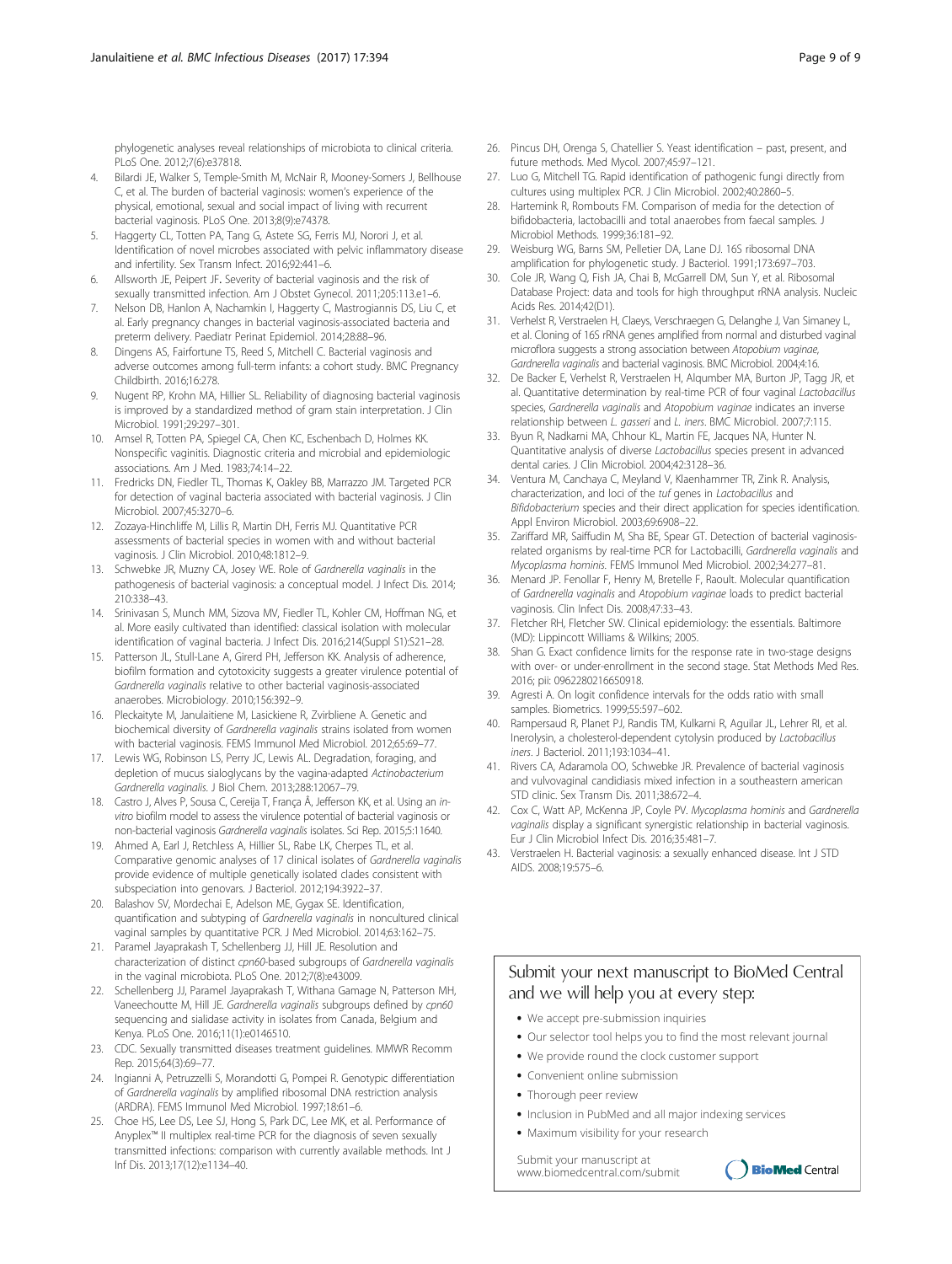phylogenetic analyses reveal relationships of microbiota to clinical criteria. PLoS One. 2012;7(6):e37818.

4. Bilardi JE, Walker S, Temple-Smith M, McNair R, Mooney-Somers J, Bellhouse C, et al. The burden of bacterial vaginosis: women's experience of the physical, emotional, sexual and social impact of living with recurrent bacterial vaginosis. PLoS One. 2013;8(9):e74378.
5. Haggerty CL, Totten PA, Tang G, Astete SG, Ferris MJ, Norori J, et al. Identification of novel microbes associated with pelvic inflammatory disease and infertility. Sex Transm Infect. 2016;92:441–6.
6. Allsworth JE, Peipert JF. Severity of bacterial vaginosis and the risk of sexually transmitted infection. Am J Obstet Gynecol. 2011;205:113.e1–6.
7. Nelson DB, Hanlon A, Nachamkin I, Haggerty C, Mastrogiannis DS, Liu C, et al. Early pregnancy changes in bacterial vaginosis-associated bacteria and preterm delivery. Paediatr Perinat Epidemiol. 2014;28:88–96.
8. Dingens AS, Fairfortune TS, Reed S, Mitchell C. Bacterial vaginosis and adverse outcomes among full-term infants: a cohort study. BMC Pregnancy Childbirth. 2016;16:278.
9. Nugent RP, Krohn MA, Hillier SL. Reliability of diagnosing bacterial vaginosis is improved by a standardized method of gram stain interpretation. J Clin Microbiol. 1991;29:297–301.
10. Amsel R, Totten PA, Spiegel CA, Chen KC, Eschenbach D, Holmes KK. Nonspecific vaginitis. Diagnostic criteria and microbial and epidemiologic associations. Am J Med. 1983;74:14–22.
11. Fredricks DN, Fiedler TL, Thomas K, Oakley BB, Marrazzo JM. Targeted PCR for detection of vaginal bacteria associated with bacterial vaginosis. J Clin Microbiol. 2007;45:3270–6.
12. Zozaya-Hinchliffe M, Lillis R, Martin DH, Ferris MJ. Quantitative PCR assessments of bacterial species in women with and without bacterial vaginosis. J Clin Microbiol. 2010;48:1812–9.
13. Schwebke JR, Muzny CA, Josey WE. Role of *Gardnerella vaginalis* in the pathogenesis of bacterial vaginosis: a conceptual model. J Infect Dis. 2014; 210:338–43.
14. Srinivasan S, Munch MM, Sizova MV, Fiedler TL, Kohler CM, Hoffman NG, et al. More easily cultivated than identified: classical isolation with molecular identification of vaginal bacteria. J Infect Dis. 2016;214(Suppl S1):S21–28.
15. Patterson JL, Stull-Lane A, Girerd PH, Jefferson KK. Analysis of adherence, biofilm formation and cytotoxicity suggests a greater virulence potential of *Gardnerella vaginalis* relative to other bacterial vaginosis-associated anaerobes. Microbiology. 2010;156:392–9.
16. Pleckaityte M, Janulaitiene M, Lasickiene R, Zvirbliene A. Genetic and biochemical diversity of *Gardnerella vaginalis* strains isolated from women with bacterial vaginosis. FEMS Immunol Med Microbiol. 2012;65:69–77.
17. Lewis WG, Robinson LS, Perry JC, Lewis AL. Degradation, foraging, and depletion of mucus sialoglycans by the vagina-adapted *Actinobacterium Gardnerella vaginalis*. J Biol Chem. 2013;288:12067–79.
18. Castro J, Alves P, Sousa C, Cereija T, França Â, Jefferson KK, et al. Using an *in-vitro* biofilm model to assess the virulence potential of bacterial vaginosis or non-bacterial vaginosis *Gardnerella vaginalis* isolates. Sci Rep. 2015;5:11640.
19. Ahmed A, Earl J, Retchless A, Hillier SL, Rabe LK, Cherpes TL, et al. Comparative genomic analyses of 17 clinical isolates of *Gardnerella vaginalis* provide evidence of multiple genetically isolated clades consistent with subspeciation into genovars. J Bacteriol. 2012;194:3922–37.
20. Balashov SV, Mordechai E, Adelson ME, Gygax SE. Identification, quantification and subtyping of *Gardnerella vaginalis* in noncultured clinical vaginal samples by quantitative PCR. J Med Microbiol. 2014;63:162–75.
21. Paramel Jayaprakash T, Schellenberg JJ, Hill JE. Resolution and characterization of distinct *cpn60*-based subgroups of *Gardnerella vaginalis* in the vaginal microbiota. PLoS One. 2012;7(8):e43009.
22. Schellenberg JJ, Paramel Jayaprakash T, Withana Gamage N, Patterson MH, Vaneechoutte M, Hill JE. *Gardnerella vaginalis* subgroups defined by *cpn60* sequencing and sialidase activity in isolates from Canada, Belgium and Kenya. PLoS One. 2016;11(1):e0146510.
23. CDC. Sexually transmitted diseases treatment guidelines. MMWR Recomm Rep. 2015;64(3):69–77.
24. Ingianni A, Petruzzelli S, Morandotti G, Pompei R. Genotypic differentiation of *Gardnerella vaginalis* by amplified ribosomal DNA restriction analysis (ARDRA). FEMS Immunol Med Microbiol. 1997;18:61–6.
25. Choe HS, Lee DS, Lee SJ, Hong S, Park DC, Lee MK, et al. Performance of Anyplex™ II multiplex real-time PCR for the diagnosis of seven sexually transmitted infections: comparison with currently available methods. Int J Inf Dis. 2013;17(12):e1134–40.
26. Pincus DH, Orenga S, Chatellier S. Yeast identification – past, present, and future methods. Med Mycol. 2007;45:97–121.
27. Luo G, Mitchell TG. Rapid identification of pathogenic fungi directly from cultures using multiplex PCR. J Clin Microbiol. 2002;40:2860–5.
28. Hartemink R, Rombouts FM. Comparison of media for the detection of bifidobacteria, lactobacilli and total anaerobes from faecal samples. J Microbiol Methods. 1999;36:181–92.
29. Weisburg WG, Barns SM, Pelletier DA, Lane DJ. 16S ribosomal DNA amplification for phylogenetic study. J Bacteriol. 1991;173:697–703.
30. Cole JR, Wang Q, Fish JA, Chai B, McGarrell DM, Sun Y, et al. Ribosomal Database Project: data and tools for high throughput rRNA analysis. Nucleic Acids Res. 2014;42(D1).
31. Verhelst R, Verstraelen H, Claeys, Verschraegen G, Delanghe J, Van Simaney L, et al. Cloning of 16S rRNA genes amplified from normal and disturbed vaginal microflora suggests a strong association between *Atopobium vaginae*, *Gardnerella vaginalis* and bacterial vaginosis. BMC Microbiol. 2004;4:16.
32. De Backer E, Verhelst R, Verstraelen H, Alqumber MA, Burton JP, Tagg JR, et al. Quantitative determination by real-time PCR of four vaginal *Lactobacillus* species, *Gardnerella vaginalis* and *Atopobium vaginae* indicates an inverse relationship between *L. gasseri* and *L. iners*. BMC Microbiol. 2007;7:115.
33. Byun R, Nadkarni MA, Chhour KL, Martin FE, Jacques NA, Hunter N. Quantitative analysis of diverse *Lactobacillus* species present in advanced dental caries. J Clin Microbiol. 2004;42:3128–36.
34. Ventura M, Canchaya C, Meyland V, Klaenhammer TR, Zink R. Analysis, characterization, and loci of the *tuf* genes in *Lactobacillus* and *Bifidobacterium* species and their direct application for species identification. Appl Environ Microbiol. 2003;69:6908–22.
35. Zariffard MR, Saiffudin M, Sha BE, Spear GT. Detection of bacterial vaginosis-related organisms by real-time PCR for Lactobacilli, *Gardnerella vaginalis* and *Mycoplasma hominis*. FEMS Immunol Med Microbiol. 2002;34:277–81.
36. Menard JP. Fenollar F, Henry M, Bretelle F, Raoult. Molecular quantification of *Gardnerella vaginalis* and *Atopobium vaginae* loads to predict bacterial vaginosis. Clin Infect Dis. 2008;47:33–43.
37. Fletcher RH, Fletcher SW. Clinical epidemiology: the essentials. Baltimore (MD): Lippincott Williams & Wilkins; 2005.
38. Shan G. Exact confidence limits for the response rate in two-stage designs with over- or under-enrollment in the second stage. Stat Methods Med Res. 2016; pii: 0962280216650918.
39. Agresti A. On logit confidence intervals for the odds ratio with small samples. Biometrics. 1999;55:597–602.
40. Rampersaud R, Planet PJ, Randis TM, Kulkarni R, Aguilar JL, Lehrer RI, et al. Inerolysin, a cholesterol-dependent cytolysin produced by *Lactobacillus iners*. J Bacteriol. 2011;193:1034–41.
41. Rivers CA, Adaramola OO, Schwebke JR. Prevalence of bacterial vaginosis and vulvovaginal candidiasis mixed infection in a southeastern american STD clinic. Sex Transm Dis. 2011;38:672–4.
42. Cox C, Watt AP, McKenna JP, Coyle PV. *Mycoplasma hominis* and *Gardnerella vaginalis* display a significant synergistic relationship in bacterial vaginosis. Eur J Clin Microbiol Infect Dis. 2016;35:481–7.
43. Verstraelen H. Bacterial vaginosis: a sexually enhanced disease. Int J STD AIDS. 2008;19:575–6.

## Submit your next manuscript to BioMed Central and we will help you at every step:

- We accept pre-submission inquiries
- Our selector tool helps you to find the most relevant journal
- We provide round the clock customer support
- Convenient online submission
- Thorough peer review
- Inclusion in PubMed and all major indexing services
- Maximum visibility for your research

Submit your manuscript at www.biomedcentral.com/submit

BioMed Central